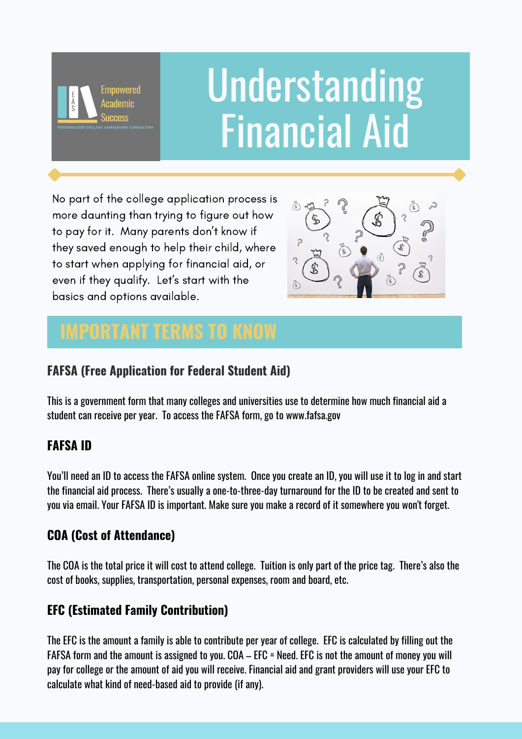Empowered Academic Success

PERSONALIZED COLLEGE ADMISSIONS CONSULTING

# Understanding Financial Aid

No part of the college application process is more daunting than trying to figure out how to pay for it. Many parents don't know if they saved enough to help their child, where to start when applying for financial aid, or even if they qualify. Let's start with the basics and options available.

## IMPORTANT TERMS TO KNOW

### FAFSA (Free Application for Federal Student Aid)

This is a government form that many colleges and universities use to determine how much financial aid a student can receive per year. To access the FAFSA form, go to www.fafsa.gov

### FAFSA ID

You'll need an ID to access the FAFSA online system. Once you create an ID, you will use it to log in and start the financial aid process. There's usually a one-to-three-day turnaround for the ID to be created and sent to you via email. Your FAFSA ID is important. Make sure you make a record of it somewhere you won't forget.

### COA (Cost of Attendance)

The COA is the total price it will cost to attend college. Tuition is only part of the price tag. There's also the cost of books, supplies, transportation, personal expenses, room and board, etc.

### EFC (Estimated Family Contribution)

The EFC is the amount a family is able to contribute per year of college. EFC is calculated by filling out the FAFSA form and the amount is assigned to you. COA – EFC = Need. EFC is not the amount of money you will pay for college or the amount of aid you will receive. Financial aid and grant providers will use your EFC to calculate what kind of need-based aid to provide (if any).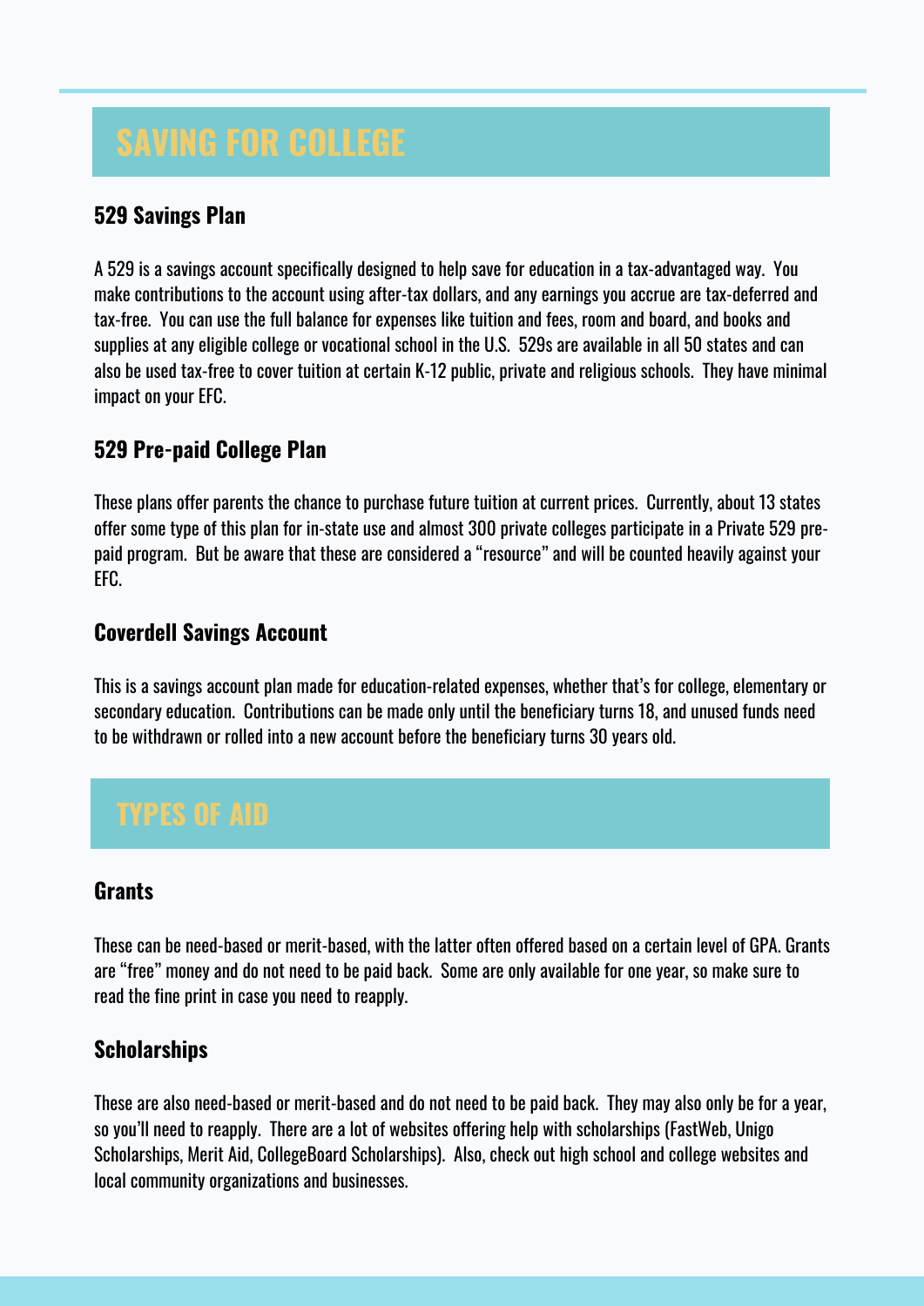# SAVING FOR COLLEGE

### 529 Savings Plan

A 529 is a savings account specifically designed to help save for education in a tax-advantaged way. You make contributions to the account using after-tax dollars, and any earnings you accrue are tax-deferred and tax-free. You can use the full balance for expenses like tuition and fees, room and board, and books and supplies at any eligible college or vocational school in the U.S. 529s are available in all 50 states and can also be used tax-free to cover tuition at certain K-12 public, private and religious schools. They have minimal impact on your EFC.

### 529 Pre-paid College Plan

These plans offer parents the chance to purchase future tuition at current prices. Currently, about 13 states offer some type of this plan for in-state use and almost 300 private colleges participate in a Private 529 pre-paid program. But be aware that these are considered a "resource" and will be counted heavily against your EFC.

### Coverdell Savings Account

This is a savings account plan made for education-related expenses, whether that's for college, elementary or secondary education. Contributions can be made only until the beneficiary turns 18, and unused funds need to be withdrawn or rolled into a new account before the beneficiary turns 30 years old.

# TYPES OF AID

### Grants

These can be need-based or merit-based, with the latter often offered based on a certain level of GPA. Grants are "free" money and do not need to be paid back. Some are only available for one year, so make sure to read the fine print in case you need to reapply.

### Scholarships

These are also need-based or merit-based and do not need to be paid back. They may also only be for a year, so you'll need to reapply. There are a lot of websites offering help with scholarships (FastWeb, Unigo Scholarships, Merit Aid, CollegeBoard Scholarships). Also, check out high school and college websites and local community organizations and businesses.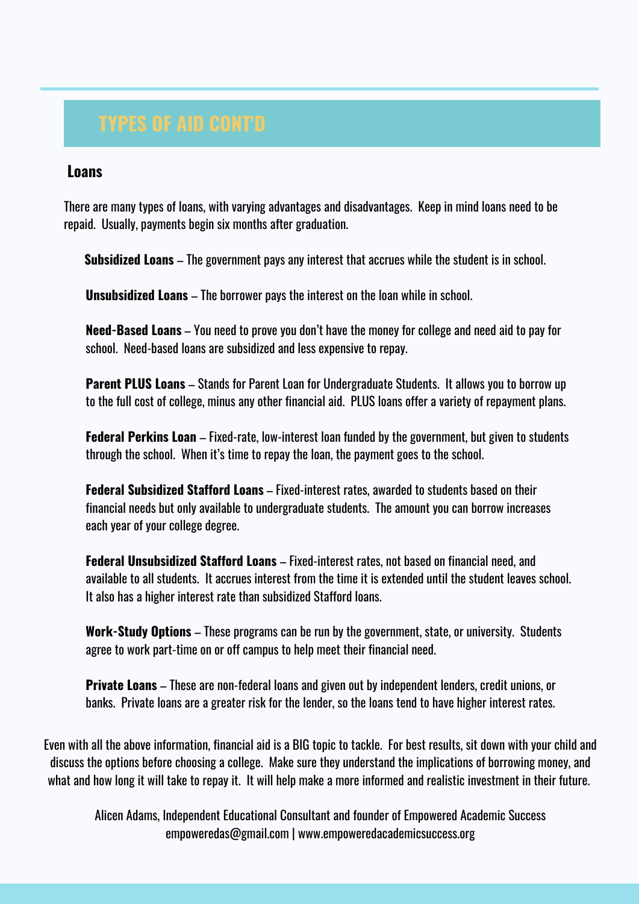## TYPES OF AID CONT'D

### Loans

There are many types of loans, with varying advantages and disadvantages. Keep in mind loans need to be repaid. Usually, payments begin six months after graduation.

**Subsidized Loans** – The government pays any interest that accrues while the student is in school.

**Unsubsidized Loans** – The borrower pays the interest on the loan while in school.

**Need-Based Loans** – You need to prove you don't have the money for college and need aid to pay for school. Need-based loans are subsidized and less expensive to repay.

**Parent PLUS Loans** – Stands for Parent Loan for Undergraduate Students. It allows you to borrow up to the full cost of college, minus any other financial aid. PLUS loans offer a variety of repayment plans.

**Federal Perkins Loan** – Fixed-rate, low-interest loan funded by the government, but given to students through the school. When it's time to repay the loan, the payment goes to the school.

**Federal Subsidized Stafford Loans** – Fixed-interest rates, awarded to students based on their financial needs but only available to undergraduate students. The amount you can borrow increases each year of your college degree.

**Federal Unsubsidized Stafford Loans** – Fixed-interest rates, not based on financial need, and available to all students. It accrues interest from the time it is extended until the student leaves school. It also has a higher interest rate than subsidized Stafford loans.

**Work-Study Options** – These programs can be run by the government, state, or university. Students agree to work part-time on or off campus to help meet their financial need.

**Private Loans** – These are non-federal loans and given out by independent lenders, credit unions, or banks. Private loans are a greater risk for the lender, so the loans tend to have higher interest rates.

Even with all the above information, financial aid is a BIG topic to tackle. For best results, sit down with your child and discuss the options before choosing a college. Make sure they understand the implications of borrowing money, and what and how long it will take to repay it. It will help make a more informed and realistic investment in their future.

Alicen Adams, Independent Educational Consultant and founder of Empowered Academic Success
empoweredas@gmail.com | www.empoweredacademicsuccess.org